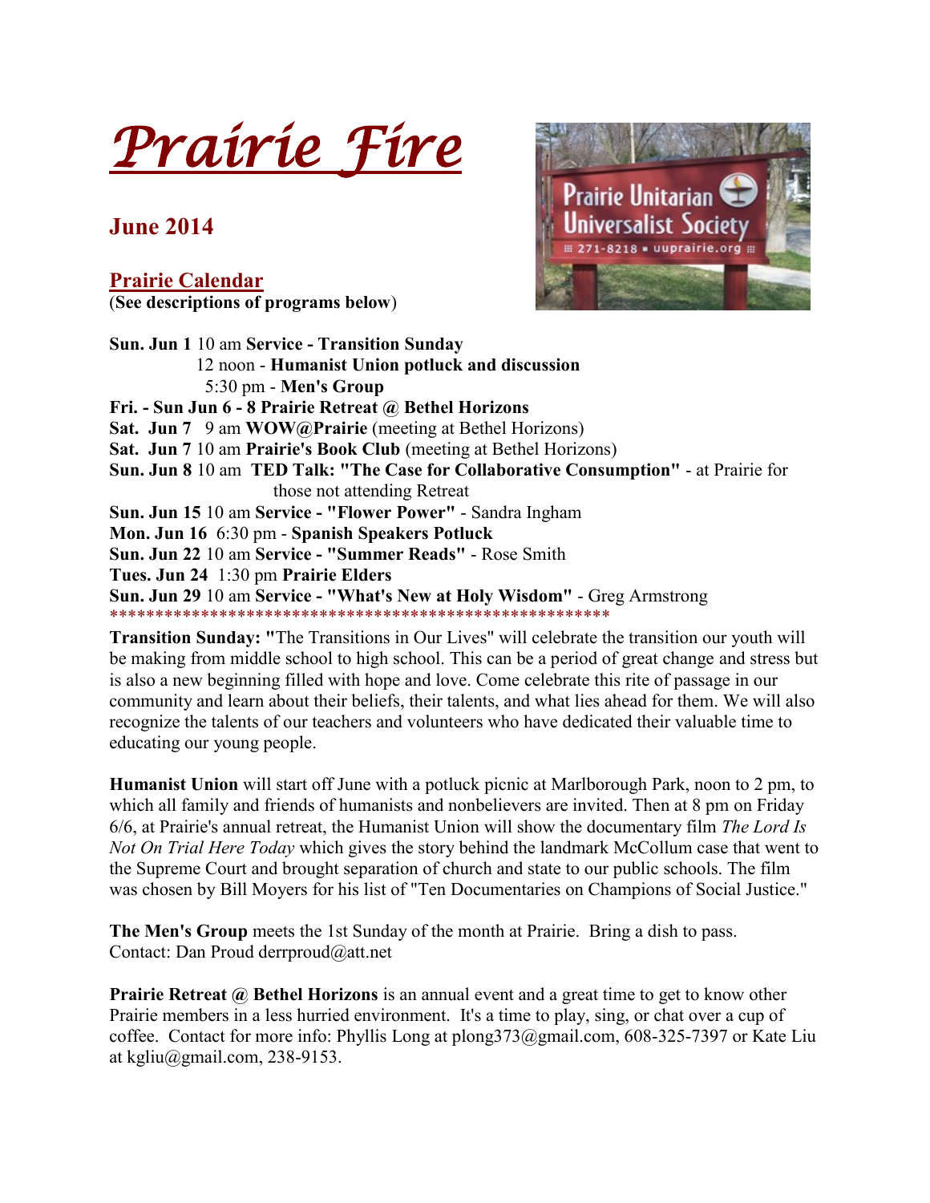# *Prairie Fire*

## June 2014

### Prairie Calendar

(**See descriptions of programs below**)

**Sun. Jun 1** 10 am **Service - Transition Sunday**
12 noon - **Humanist Union potluck and discussion**
5:30 pm - **Men's Group**
**Fri. - Sun Jun 6 - 8 Prairie Retreat @ Bethel Horizons**
**Sat. Jun 7** 9 am **WOW@Prairie** (meeting at Bethel Horizons)
**Sat. Jun 7** 10 am **Prairie's Book Club** (meeting at Bethel Horizons)
**Sun. Jun 8** 10 am **TED Talk: "The Case for Collaborative Consumption"** - at Prairie for those not attending Retreat
**Sun. Jun 15** 10 am **Service - "Flower Power"** - Sandra Ingham
**Mon. Jun 16** 6:30 pm - **Spanish Speakers Potluck**
**Sun. Jun 22** 10 am **Service - "Summer Reads"** - Rose Smith
**Tues. Jun 24** 1:30 pm **Prairie Elders**
**Sun. Jun 29** 10 am **Service - "What's New at Holy Wisdom"** - Greg Armstrong

*******************************************************

**Transition Sunday: "**The Transitions in Our Lives" will celebrate the transition our youth will be making from middle school to high school. This can be a period of great change and stress but is also a new beginning filled with hope and love. Come celebrate this rite of passage in our community and learn about their beliefs, their talents, and what lies ahead for them. We will also recognize the talents of our teachers and volunteers who have dedicated their valuable time to educating our young people.

**Humanist Union** will start off June with a potluck picnic at Marlborough Park, noon to 2 pm, to which all family and friends of humanists and nonbelievers are invited. Then at 8 pm on Friday 6/6, at Prairie's annual retreat, the Humanist Union will show the documentary film *The Lord Is Not On Trial Here Today* which gives the story behind the landmark McCollum case that went to the Supreme Court and brought separation of church and state to our public schools. The film was chosen by Bill Moyers for his list of "Ten Documentaries on Champions of Social Justice."

**The Men's Group** meets the 1st Sunday of the month at Prairie. Bring a dish to pass. Contact: Dan Proud derrproud@att.net

**Prairie Retreat @ Bethel Horizons** is an annual event and a great time to get to know other Prairie members in a less hurried environment. It's a time to play, sing, or chat over a cup of coffee. Contact for more info: Phyllis Long at plong373@gmail.com, 608-325-7397 or Kate Liu at kgliu@gmail.com, 238-9153.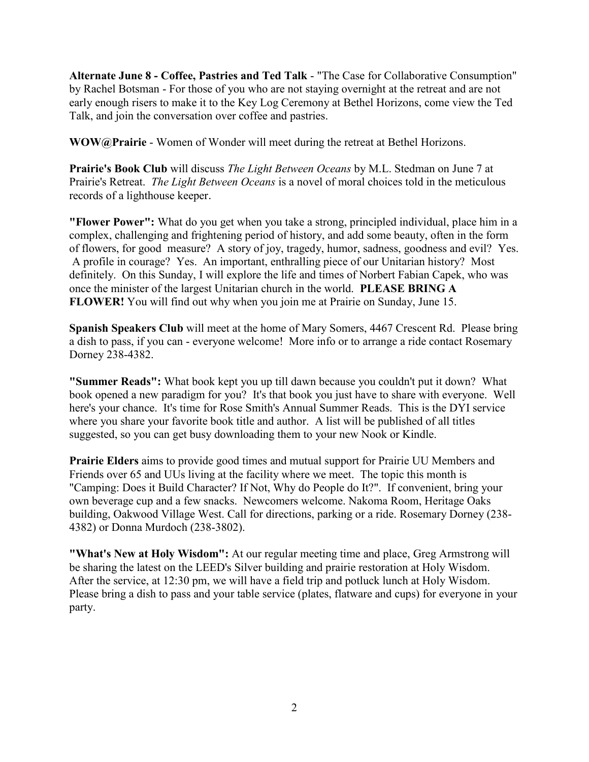**Alternate June 8 - Coffee, Pastries and Ted Talk** - "The Case for Collaborative Consumption" by Rachel Botsman - For those of you who are not staying overnight at the retreat and are not early enough risers to make it to the Key Log Ceremony at Bethel Horizons, come view the Ted Talk, and join the conversation over coffee and pastries.

**WOW@Prairie** - Women of Wonder will meet during the retreat at Bethel Horizons.

**Prairie's Book Club** will discuss *The Light Between Oceans* by M.L. Stedman on June 7 at Prairie's Retreat. *The Light Between Oceans* is a novel of moral choices told in the meticulous records of a lighthouse keeper.

**"Flower Power":** What do you get when you take a strong, principled individual, place him in a complex, challenging and frightening period of history, and add some beauty, often in the form of flowers, for good measure? A story of joy, tragedy, humor, sadness, goodness and evil? Yes. A profile in courage? Yes. An important, enthralling piece of our Unitarian history? Most definitely. On this Sunday, I will explore the life and times of Norbert Fabian Capek, who was once the minister of the largest Unitarian church in the world. **PLEASE BRING A FLOWER!** You will find out why when you join me at Prairie on Sunday, June 15.

**Spanish Speakers Club** will meet at the home of Mary Somers, 4467 Crescent Rd. Please bring a dish to pass, if you can - everyone welcome! More info or to arrange a ride contact Rosemary Dorney 238-4382.

**"Summer Reads":** What book kept you up till dawn because you couldn't put it down? What book opened a new paradigm for you? It's that book you just have to share with everyone. Well here's your chance. It's time for Rose Smith's Annual Summer Reads. This is the DYI service where you share your favorite book title and author. A list will be published of all titles suggested, so you can get busy downloading them to your new Nook or Kindle.

**Prairie Elders** aims to provide good times and mutual support for Prairie UU Members and Friends over 65 and UUs living at the facility where we meet. The topic this month is "Camping: Does it Build Character? If Not, Why do People do It?". If convenient, bring your own beverage cup and a few snacks. Newcomers welcome. Nakoma Room, Heritage Oaks building, Oakwood Village West. Call for directions, parking or a ride. Rosemary Dorney (238-4382) or Donna Murdoch (238-3802).

**"What's New at Holy Wisdom":** At our regular meeting time and place, Greg Armstrong will be sharing the latest on the LEED's Silver building and prairie restoration at Holy Wisdom. After the service, at 12:30 pm, we will have a field trip and potluck lunch at Holy Wisdom. Please bring a dish to pass and your table service (plates, flatware and cups) for everyone in your party.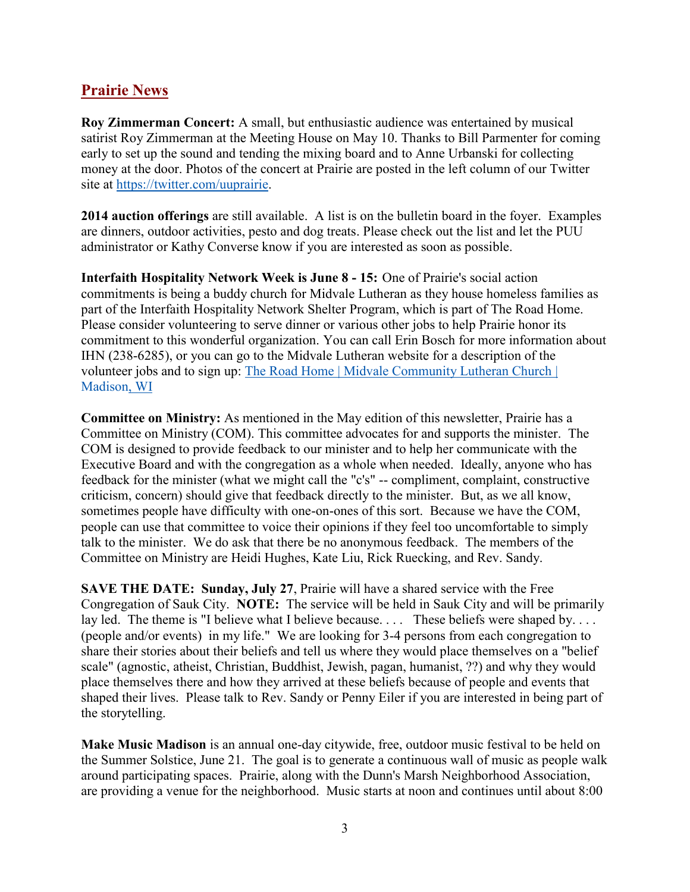## Prairie News

**Roy Zimmerman Concert:** A small, but enthusiastic audience was entertained by musical satirist Roy Zimmerman at the Meeting House on May 10. Thanks to Bill Parmenter for coming early to set up the sound and tending the mixing board and to Anne Urbanski for collecting money at the door. Photos of the concert at Prairie are posted in the left column of our Twitter site at https://twitter.com/uuprairie.

**2014 auction offerings** are still available. A list is on the bulletin board in the foyer. Examples are dinners, outdoor activities, pesto and dog treats. Please check out the list and let the PUU administrator or Kathy Converse know if you are interested as soon as possible.

**Interfaith Hospitality Network Week is June 8 - 15:** One of Prairie's social action commitments is being a buddy church for Midvale Lutheran as they house homeless families as part of the Interfaith Hospitality Network Shelter Program, which is part of The Road Home. Please consider volunteering to serve dinner or various other jobs to help Prairie honor its commitment to this wonderful organization. You can call Erin Bosch for more information about IHN (238-6285), or you can go to the Midvale Lutheran website for a description of the volunteer jobs and to sign up: The Road Home | Midvale Community Lutheran Church | Madison, WI

**Committee on Ministry:** As mentioned in the May edition of this newsletter, Prairie has a Committee on Ministry (COM). This committee advocates for and supports the minister. The COM is designed to provide feedback to our minister and to help her communicate with the Executive Board and with the congregation as a whole when needed. Ideally, anyone who has feedback for the minister (what we might call the "c's" -- compliment, complaint, constructive criticism, concern) should give that feedback directly to the minister. But, as we all know, sometimes people have difficulty with one-on-ones of this sort. Because we have the COM, people can use that committee to voice their opinions if they feel too uncomfortable to simply talk to the minister. We do ask that there be no anonymous feedback. The members of the Committee on Ministry are Heidi Hughes, Kate Liu, Rick Ruecking, and Rev. Sandy.

**SAVE THE DATE: Sunday, July 27**, Prairie will have a shared service with the Free Congregation of Sauk City. **NOTE:** The service will be held in Sauk City and will be primarily lay led. The theme is "I believe what I believe because. . . . These beliefs were shaped by. . . . (people and/or events) in my life." We are looking for 3-4 persons from each congregation to share their stories about their beliefs and tell us where they would place themselves on a "belief scale" (agnostic, atheist, Christian, Buddhist, Jewish, pagan, humanist, ??) and why they would place themselves there and how they arrived at these beliefs because of people and events that shaped their lives. Please talk to Rev. Sandy or Penny Eiler if you are interested in being part of the storytelling.

**Make Music Madison** is an annual one-day citywide, free, outdoor music festival to be held on the Summer Solstice, June 21. The goal is to generate a continuous wall of music as people walk around participating spaces. Prairie, along with the Dunn's Marsh Neighborhood Association, are providing a venue for the neighborhood. Music starts at noon and continues until about 8:00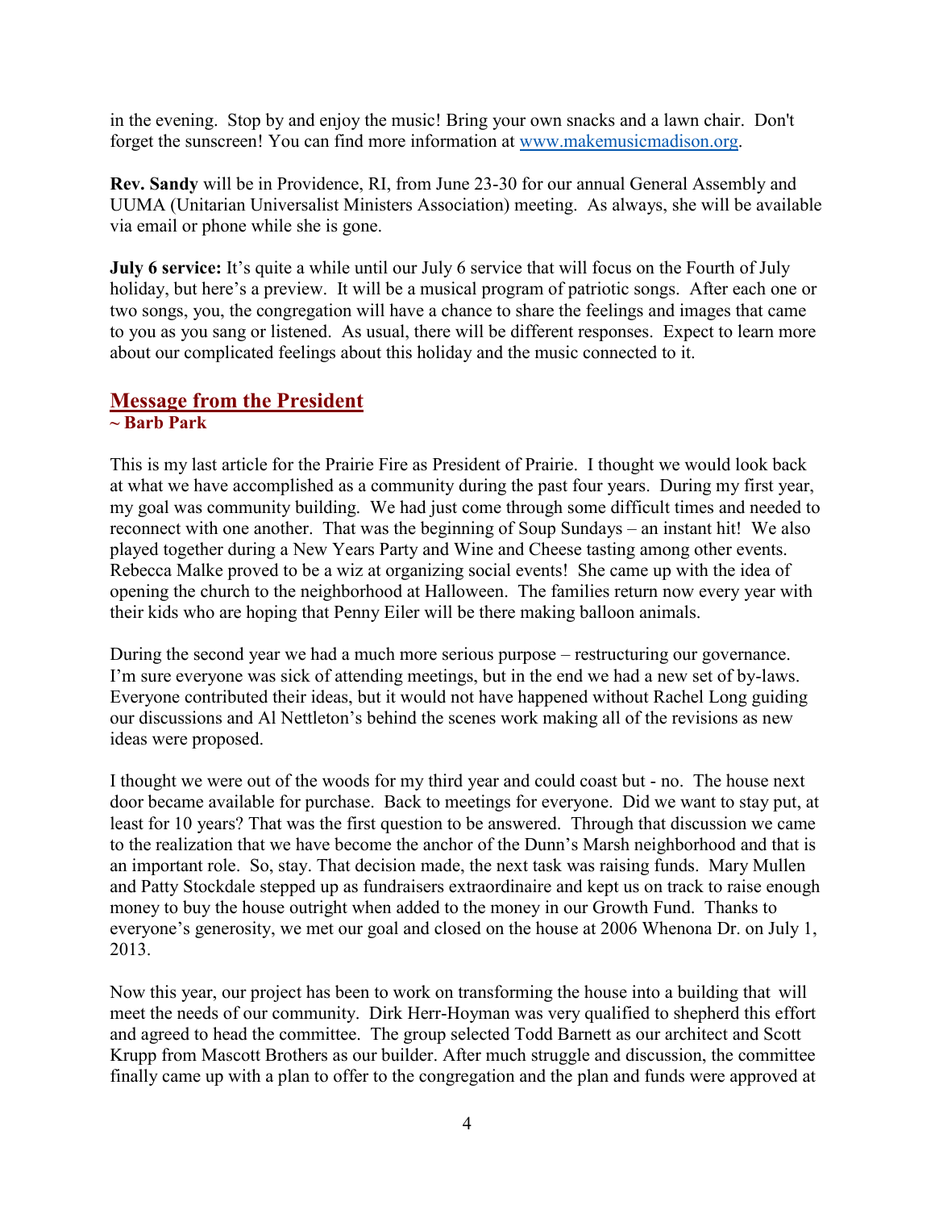in the evening. Stop by and enjoy the music! Bring your own snacks and a lawn chair. Don't forget the sunscreen! You can find more information at [www.makemusicmadison.org](http://www.makemusicmadison.org).

**Rev. Sandy** will be in Providence, RI, from June 23-30 for our annual General Assembly and UUMA (Unitarian Universalist Ministers Association) meeting. As always, she will be available via email or phone while she is gone.

**July 6 service:** It's quite a while until our July 6 service that will focus on the Fourth of July holiday, but here's a preview. It will be a musical program of patriotic songs. After each one or two songs, you, the congregation will have a chance to share the feelings and images that came to you as you sang or listened. As usual, there will be different responses. Expect to learn more about our complicated feelings about this holiday and the music connected to it.

## Message from the President

**~ Barb Park**

This is my last article for the Prairie Fire as President of Prairie. I thought we would look back at what we have accomplished as a community during the past four years. During my first year, my goal was community building. We had just come through some difficult times and needed to reconnect with one another. That was the beginning of Soup Sundays – an instant hit! We also played together during a New Years Party and Wine and Cheese tasting among other events. Rebecca Malke proved to be a wiz at organizing social events! She came up with the idea of opening the church to the neighborhood at Halloween. The families return now every year with their kids who are hoping that Penny Eiler will be there making balloon animals.

During the second year we had a much more serious purpose – restructuring our governance. I'm sure everyone was sick of attending meetings, but in the end we had a new set of by-laws. Everyone contributed their ideas, but it would not have happened without Rachel Long guiding our discussions and Al Nettleton's behind the scenes work making all of the revisions as new ideas were proposed.

I thought we were out of the woods for my third year and could coast but - no. The house next door became available for purchase. Back to meetings for everyone. Did we want to stay put, at least for 10 years? That was the first question to be answered. Through that discussion we came to the realization that we have become the anchor of the Dunn's Marsh neighborhood and that is an important role. So, stay. That decision made, the next task was raising funds. Mary Mullen and Patty Stockdale stepped up as fundraisers extraordinaire and kept us on track to raise enough money to buy the house outright when added to the money in our Growth Fund. Thanks to everyone's generosity, we met our goal and closed on the house at 2006 Whenona Dr. on July 1, 2013.

Now this year, our project has been to work on transforming the house into a building that will meet the needs of our community. Dirk Herr-Hoyman was very qualified to shepherd this effort and agreed to head the committee. The group selected Todd Barnett as our architect and Scott Krupp from Mascott Brothers as our builder. After much struggle and discussion, the committee finally came up with a plan to offer to the congregation and the plan and funds were approved at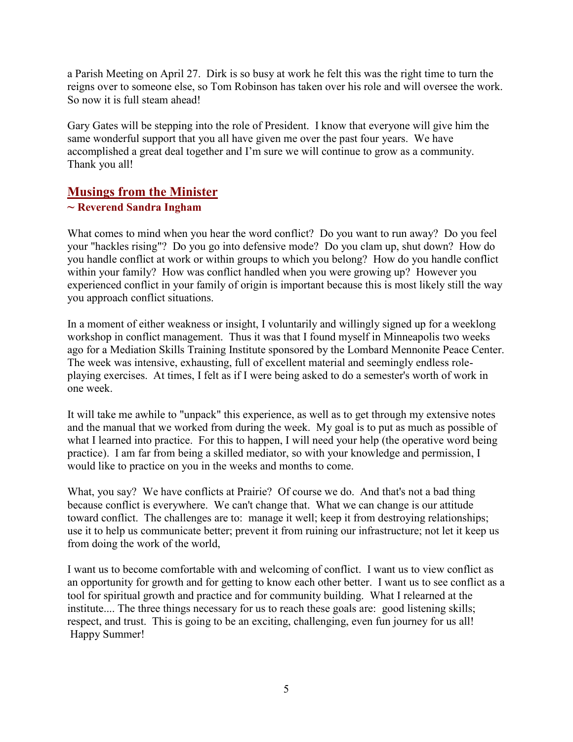a Parish Meeting on April 27. Dirk is so busy at work he felt this was the right time to turn the reigns over to someone else, so Tom Robinson has taken over his role and will oversee the work. So now it is full steam ahead!

Gary Gates will be stepping into the role of President. I know that everyone will give him the same wonderful support that you all have given me over the past four years. We have accomplished a great deal together and I'm sure we will continue to grow as a community. Thank you all!

## Musings from the Minister

**~ Reverend Sandra Ingham**

What comes to mind when you hear the word conflict? Do you want to run away? Do you feel your "hackles rising"? Do you go into defensive mode? Do you clam up, shut down? How do you handle conflict at work or within groups to which you belong? How do you handle conflict within your family? How was conflict handled when you were growing up? However you experienced conflict in your family of origin is important because this is most likely still the way you approach conflict situations.

In a moment of either weakness or insight, I voluntarily and willingly signed up for a weeklong workshop in conflict management. Thus it was that I found myself in Minneapolis two weeks ago for a Mediation Skills Training Institute sponsored by the Lombard Mennonite Peace Center. The week was intensive, exhausting, full of excellent material and seemingly endless role-playing exercises. At times, I felt as if I were being asked to do a semester's worth of work in one week.

It will take me awhile to "unpack" this experience, as well as to get through my extensive notes and the manual that we worked from during the week. My goal is to put as much as possible of what I learned into practice. For this to happen, I will need your help (the operative word being practice). I am far from being a skilled mediator, so with your knowledge and permission, I would like to practice on you in the weeks and months to come.

What, you say? We have conflicts at Prairie? Of course we do. And that's not a bad thing because conflict is everywhere. We can't change that. What we can change is our attitude toward conflict. The challenges are to: manage it well; keep it from destroying relationships; use it to help us communicate better; prevent it from ruining our infrastructure; not let it keep us from doing the work of the world,

I want us to become comfortable with and welcoming of conflict. I want us to view conflict as an opportunity for growth and for getting to know each other better. I want us to see conflict as a tool for spiritual growth and practice and for community building. What I relearned at the institute.... The three things necessary for us to reach these goals are: good listening skills; respect, and trust. This is going to be an exciting, challenging, even fun journey for us all!
Happy Summer!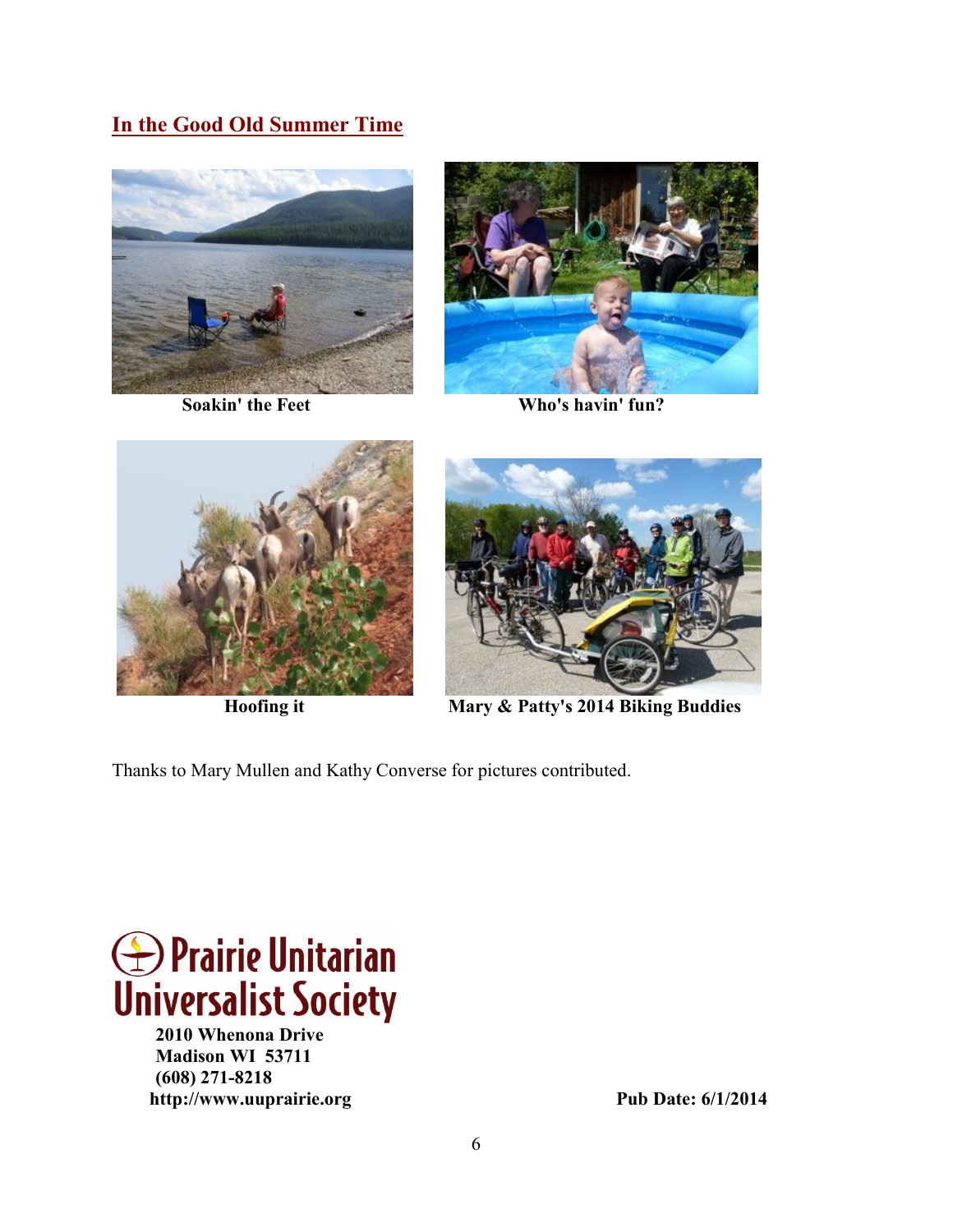## In the Good Old Summer Time

Soakin' the Feet

Who's havin' fun?

Hoofing it

Mary & Patty's 2014 Biking Buddies

Thanks to Mary Mullen and Kathy Converse for pictures contributed.

**Prairie Unitarian Universalist Society**

**2010 Whenona Drive**
**Madison WI 53711**
**(608) 271-8218**
**http://www.uuprairie.org**

**Pub Date: 6/1/2014**